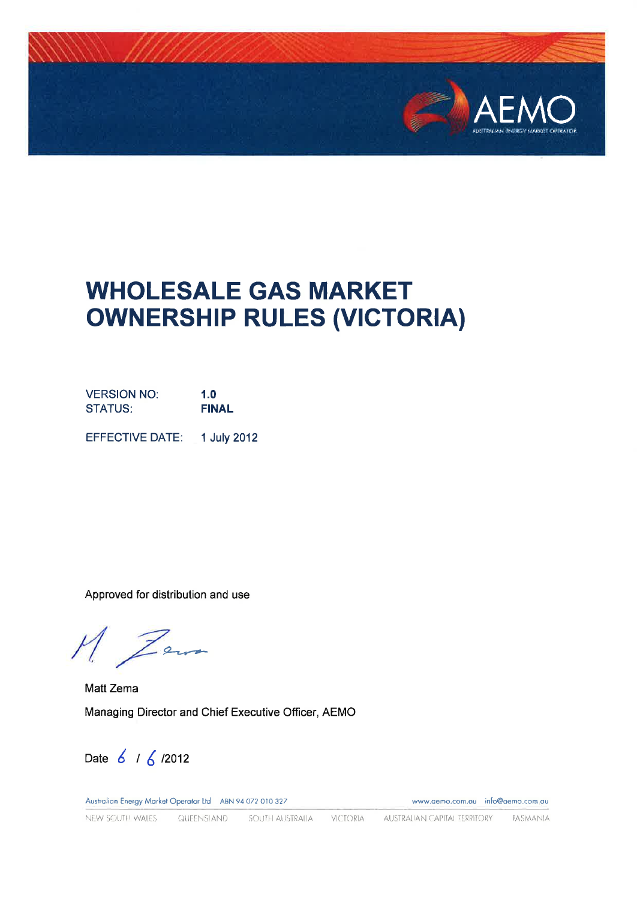# WHOLESALE GAS MARKET OWNERSHIP RULES (VICTORIA)

| | |
|---|---|
| VERSION NO: | **1.0** |
| STATUS: | **FINAL** |
| EFFECTIVE DATE: | 1 July 2012 |

Approved for distribution and use

Matt Zema

Managing Director and Chief Executive Officer, AEMO

Date 6 / 6 /2012

Australian Energy Market Operator Ltd ABN 94 072 010 327 www.aemo.com.au info@aemo.com.au

NEW SOUTH WALES QUEENSLAND SOUTH AUSTRALIA VICTORIA AUSTRALIAN CAPITAL TERRITORY TASMANIA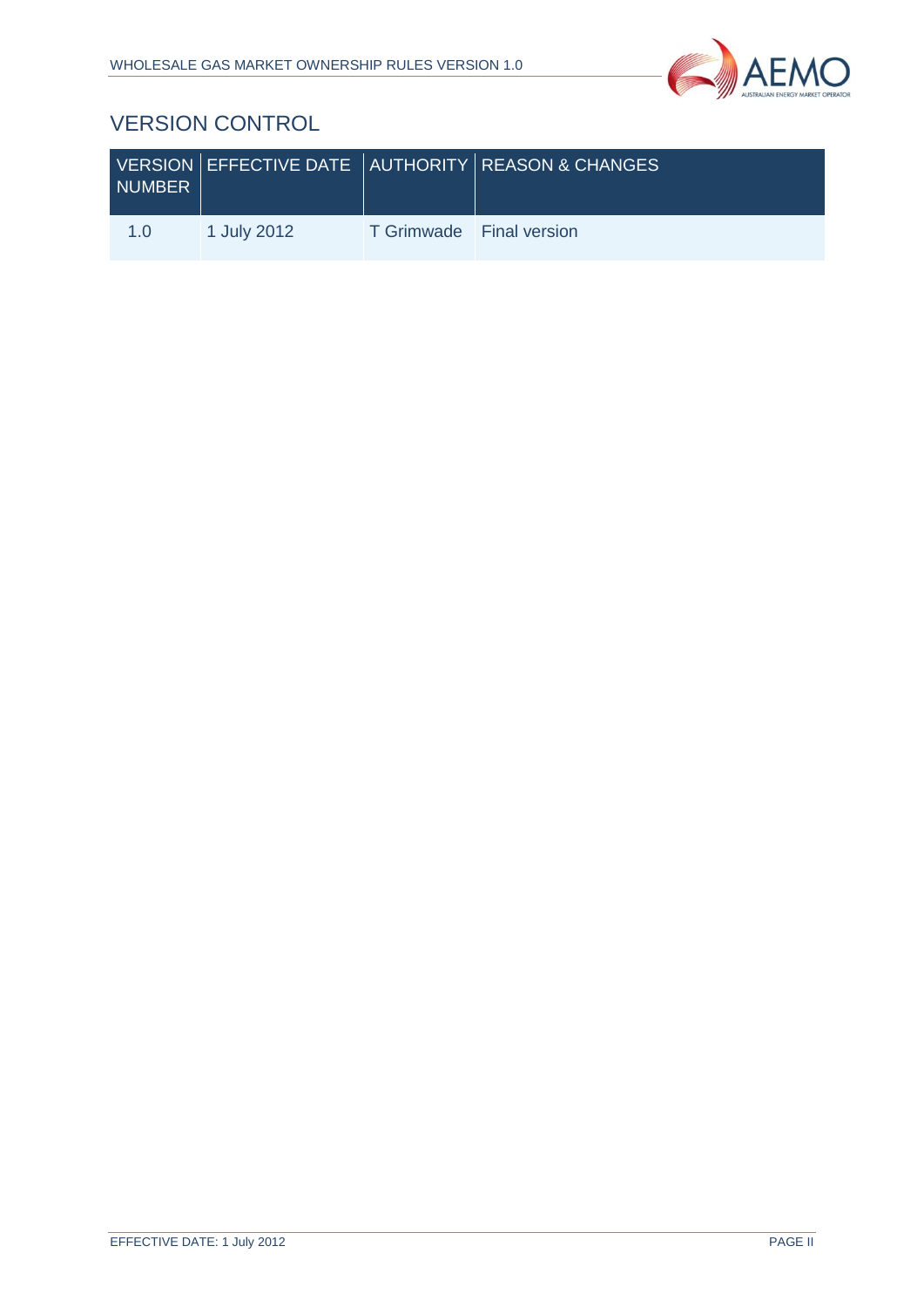## VERSION CONTROL

| VERSION NUMBER | EFFECTIVE DATE | AUTHORITY | REASON & CHANGES |
|---|---|---|---|
| 1.0 | 1 July 2012 | T Grimwade | Final version |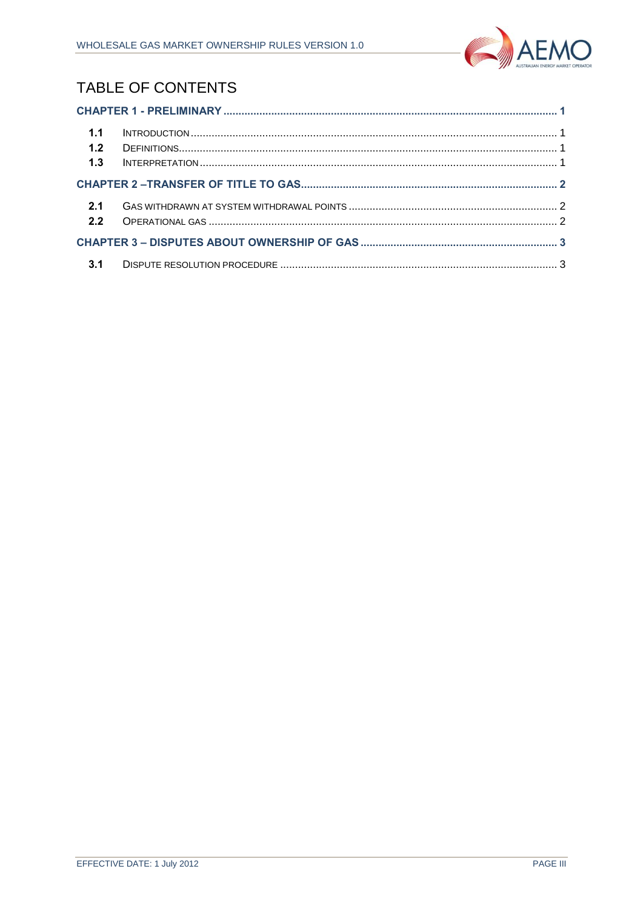# TABLE OF CONTENTS

**CHAPTER 1 - PRELIMINARY** ..... **1**

- **1.1** INTRODUCTION ..... 1
- **1.2** DEFINITIONS ..... 1
- **1.3** INTERPRETATION ..... 1

**CHAPTER 2 –TRANSFER OF TITLE TO GAS** ..... **2**

- **2.1** GAS WITHDRAWN AT SYSTEM WITHDRAWAL POINTS ..... 2
- **2.2** OPERATIONAL GAS ..... 2

**CHAPTER 3 – DISPUTES ABOUT OWNERSHIP OF GAS** ..... **3**

- **3.1** DISPUTE RESOLUTION PROCEDURE ..... 3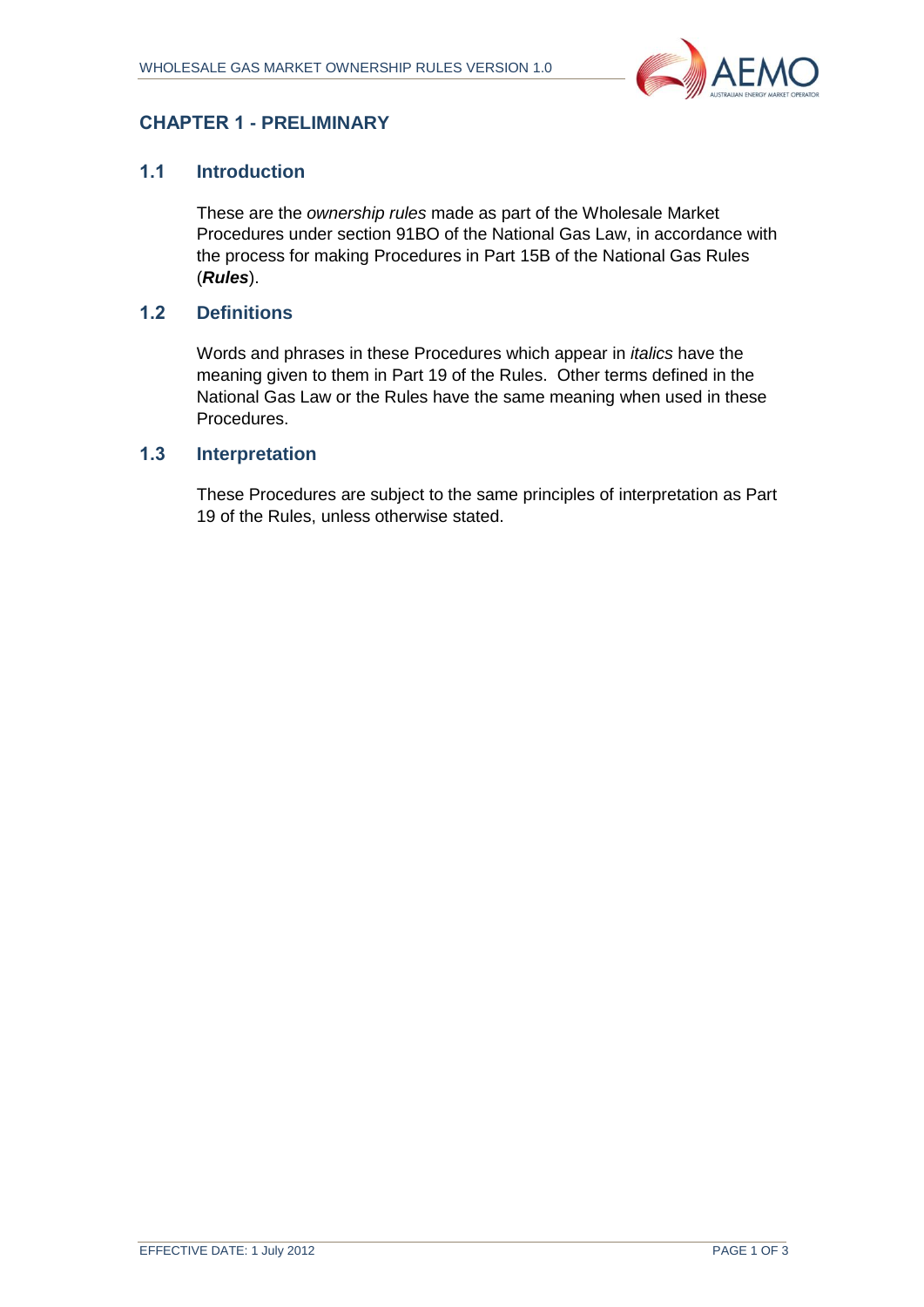## CHAPTER 1 - PRELIMINARY

### 1.1 Introduction

These are the *ownership rules* made as part of the Wholesale Market Procedures under section 91BO of the National Gas Law, in accordance with the process for making Procedures in Part 15B of the National Gas Rules (***Rules***).

### 1.2 Definitions

Words and phrases in these Procedures which appear in *italics* have the meaning given to them in Part 19 of the Rules. Other terms defined in the National Gas Law or the Rules have the same meaning when used in these Procedures.

### 1.3 Interpretation

These Procedures are subject to the same principles of interpretation as Part 19 of the Rules, unless otherwise stated.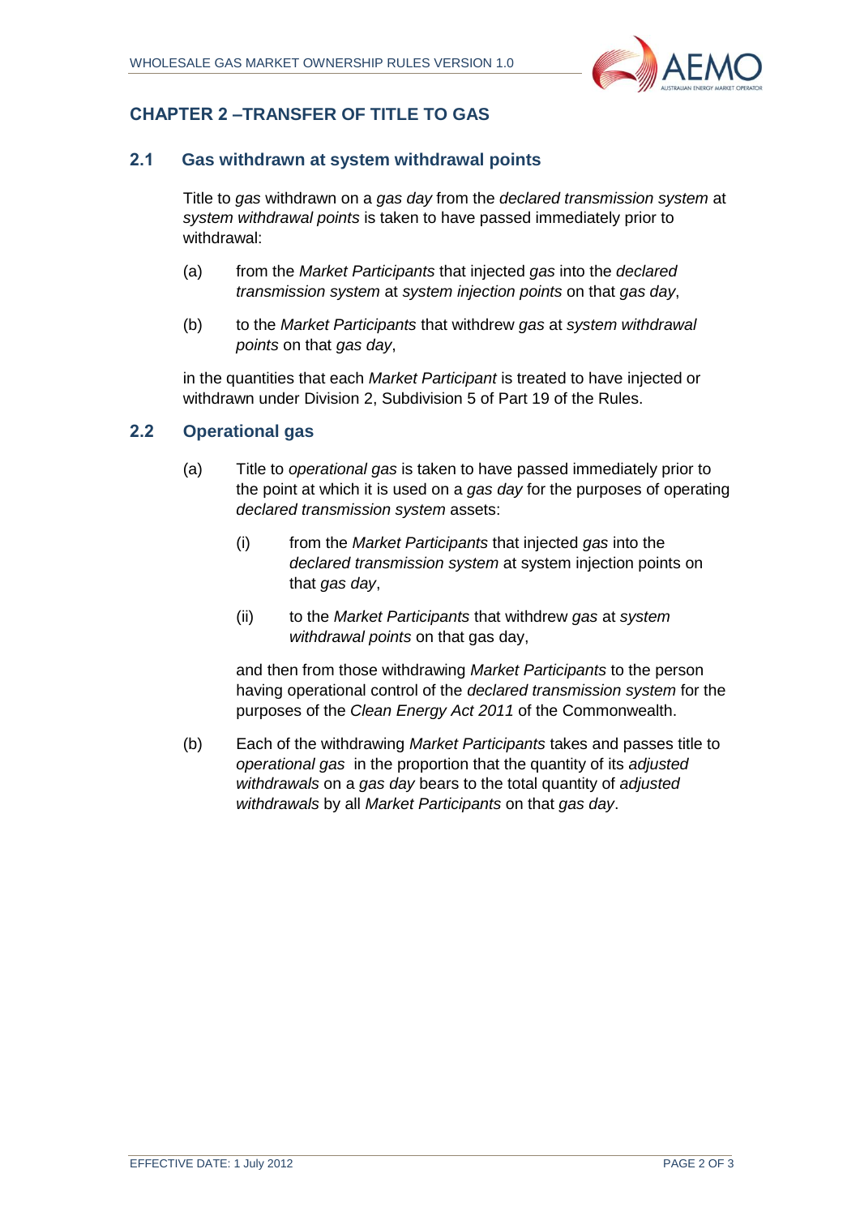# CHAPTER 2 –TRANSFER OF TITLE TO GAS

## 2.1 Gas withdrawn at system withdrawal points

Title to *gas* withdrawn on a *gas day* from the *declared transmission system* at *system withdrawal points* is taken to have passed immediately prior to withdrawal:

(a) from the *Market Participants* that injected *gas* into the *declared transmission system* at *system injection points* on that *gas day*,

(b) to the *Market Participants* that withdrew *gas* at *system withdrawal points* on that *gas day*,

in the quantities that each *Market Participant* is treated to have injected or withdrawn under Division 2, Subdivision 5 of Part 19 of the Rules.

## 2.2 Operational gas

(a) Title to *operational gas* is taken to have passed immediately prior to the point at which it is used on a *gas day* for the purposes of operating *declared transmission system* assets:

(i) from the *Market Participants* that injected *gas* into the *declared transmission system* at system injection points on that *gas day*,

(ii) to the *Market Participants* that withdrew *gas* at *system withdrawal points* on that gas day,

and then from those withdrawing *Market Participants* to the person having operational control of the *declared transmission system* for the purposes of the *Clean Energy Act 2011* of the Commonwealth.

(b) Each of the withdrawing *Market Participants* takes and passes title to *operational gas* in the proportion that the quantity of its *adjusted withdrawals* on a *gas day* bears to the total quantity of *adjusted withdrawals* by all *Market Participants* on that *gas day*.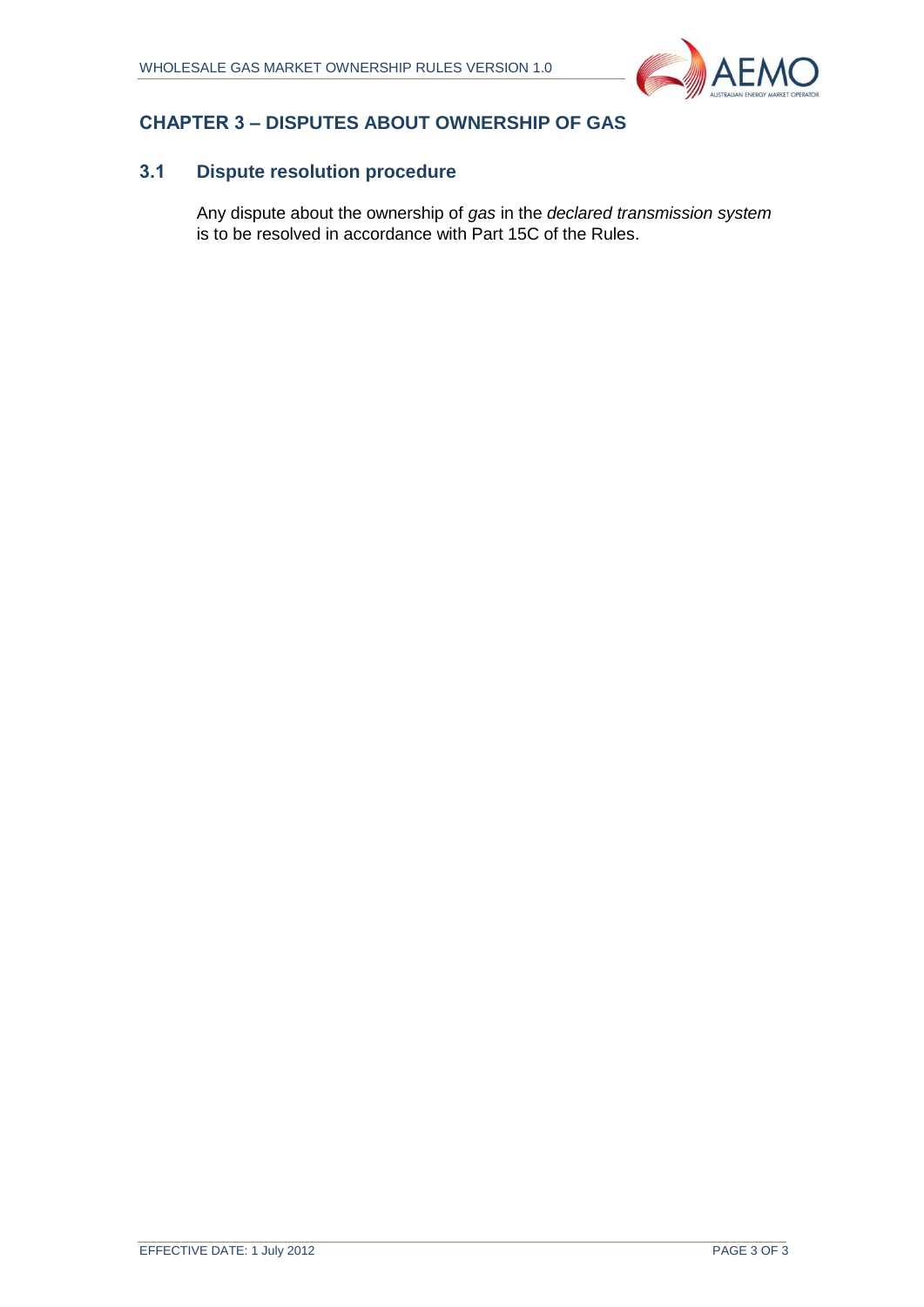# CHAPTER 3 – DISPUTES ABOUT OWNERSHIP OF GAS

## 3.1 Dispute resolution procedure

Any dispute about the ownership of *gas* in the *declared transmission system* is to be resolved in accordance with Part 15C of the Rules.